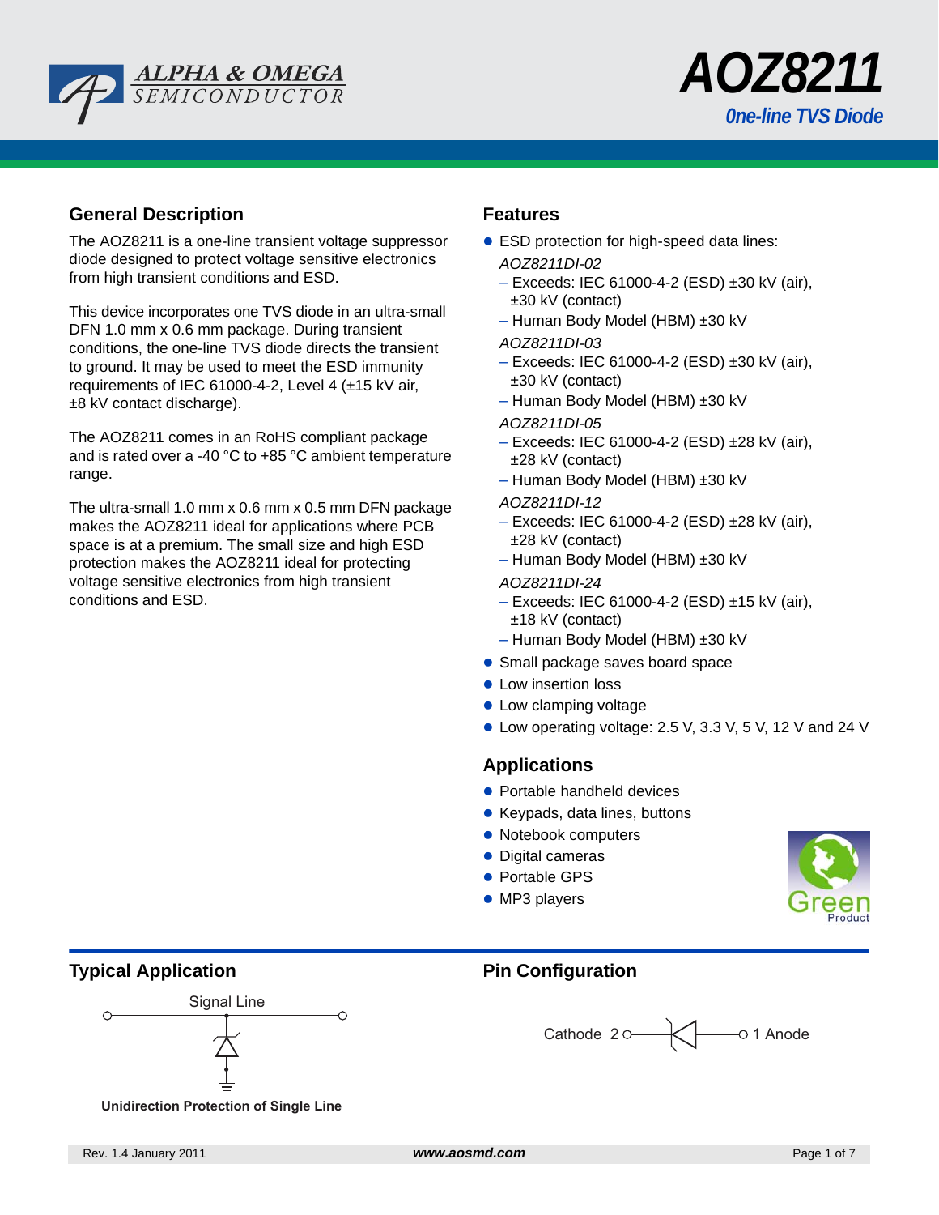# AOZ8211

## One-line TVS Diode

## General Description

The AOZ8211 is a one-line transient voltage suppressor diode designed to protect voltage sensitive electronics from high transient conditions and ESD.

This device incorporates one TVS diode in an ultra-small DFN 1.0 mm x 0.6 mm package. During transient conditions, the one-line TVS diode directs the transient to ground. It may be used to meet the ESD immunity requirements of IEC 61000-4-2, Level 4 (±15 kV air, ±8 kV contact discharge).

The AOZ8211 comes in an RoHS compliant package and is rated over a -40 °C to +85 °C ambient temperature range.

The ultra-small 1.0 mm x 0.6 mm x 0.5 mm DFN package makes the AOZ8211 ideal for applications where PCB space is at a premium. The small size and high ESD protection makes the AOZ8211 ideal for protecting voltage sensitive electronics from high transient conditions and ESD.

## Features

- ESD protection for high-speed data lines:
  - *AOZ8211DI-02*
    - Exceeds: IEC 61000-4-2 (ESD) ±30 kV (air), ±30 kV (contact)
    - Human Body Model (HBM) ±30 kV
  - *AOZ8211DI-03*
    - Exceeds: IEC 61000-4-2 (ESD) ±30 kV (air), ±30 kV (contact)
    - Human Body Model (HBM) ±30 kV
  - *AOZ8211DI-05*
    - Exceeds: IEC 61000-4-2 (ESD) ±28 kV (air), ±28 kV (contact)
    - Human Body Model (HBM) ±30 kV
  - *AOZ8211DI-12*
    - Exceeds: IEC 61000-4-2 (ESD) ±28 kV (air), ±28 kV (contact)
    - Human Body Model (HBM) ±30 kV
  - *AOZ8211DI-24*
    - Exceeds: IEC 61000-4-2 (ESD) ±15 kV (air), ±18 kV (contact)
    - Human Body Model (HBM) ±30 kV
- Small package saves board space
- Low insertion loss
- Low clamping voltage
- Low operating voltage: 2.5 V, 3.3 V, 5 V, 12 V and 24 V

## Applications

- Portable handheld devices
- Keypads, data lines, buttons
- Notebook computers
- Digital cameras
- Portable GPS
- MP3 players

## Typical Application

Signal Line

Unidirection Protection of Single Line

## Pin Configuration

Cathode 2 — 1 Anode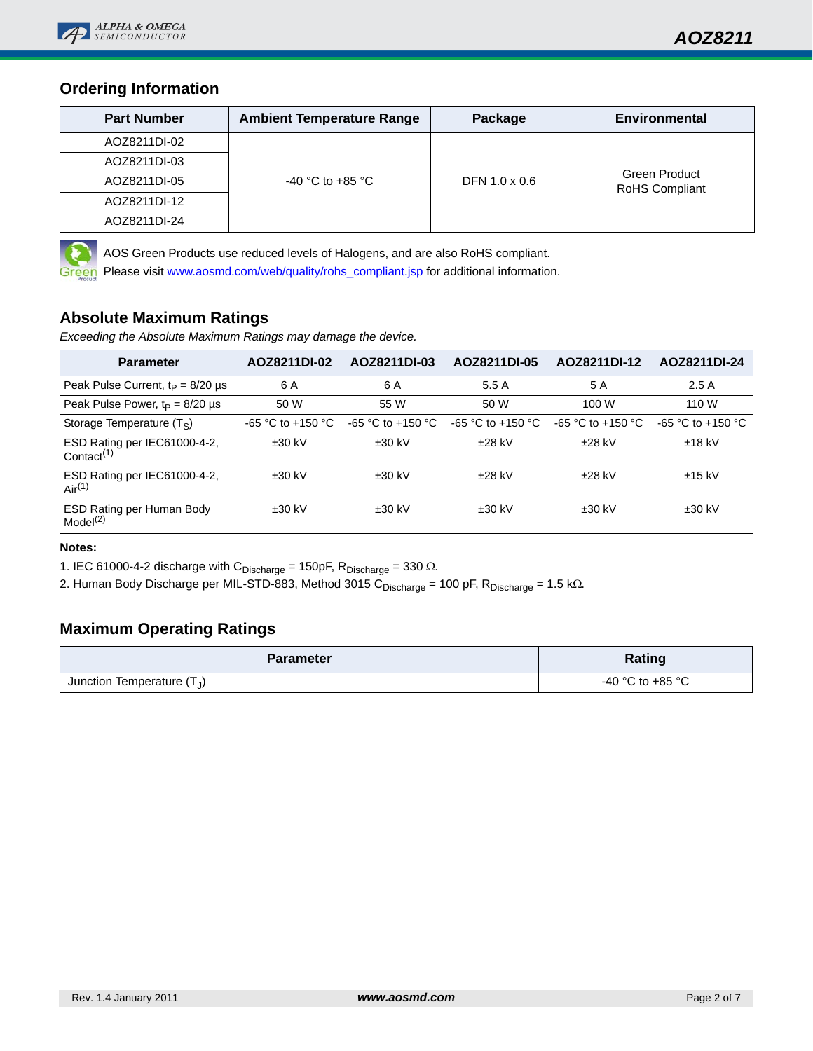## Ordering Information

| Part Number | Ambient Temperature Range | Package | Environmental |
|---|---|---|---|
| AOZ8211DI-02 | -40 °C to +85 °C | DFN 1.0 x 0.6 | Green Product RoHS Compliant |
| AOZ8211DI-03 | | | |
| AOZ8211DI-05 | | | |
| AOZ8211DI-12 | | | |
| AOZ8211DI-24 | | | |

AOS Green Products use reduced levels of Halogens, and are also RoHS compliant.
Please visit www.aosmd.com/web/quality/rohs_compliant.jsp for additional information.

## Absolute Maximum Ratings

*Exceeding the Absolute Maximum Ratings may damage the device.*

| Parameter | AOZ8211DI-02 | AOZ8211DI-03 | AOZ8211DI-05 | AOZ8211DI-12 | AOZ8211DI-24 |
|---|---|---|---|---|---|
| Peak Pulse Current, $t_P$ = 8/20 µs | 6 A | 6 A | 5.5 A | 5 A | 2.5 A |
| Peak Pulse Power, $t_P$ = 8/20 µs | 50 W | 55 W | 50 W | 100 W | 110 W |
| Storage Temperature ($T_S$) | -65 °C to +150 °C | -65 °C to +150 °C | -65 °C to +150 °C | -65 °C to +150 °C | -65 °C to +150 °C |
| ESD Rating per IEC61000-4-2, Contact[(1)] | ±30 kV | ±30 kV | ±28 kV | ±28 kV | ±18 kV |
| ESD Rating per IEC61000-4-2, Air[(1)] | ±30 kV | ±30 kV | ±28 kV | ±28 kV | ±15 kV |
| ESD Rating per Human Body Model[(2)] | ±30 kV | ±30 kV | ±30 kV | ±30 kV | ±30 kV |

**Notes:**

1. IEC 61000-4-2 discharge with $C_{Discharge}$ = 150pF, $R_{Discharge}$ = 330 Ω.
2. Human Body Discharge per MIL-STD-883, Method 3015 $C_{Discharge}$ = 100 pF, $R_{Discharge}$ = 1.5 kΩ.

## Maximum Operating Ratings

| Parameter | Rating |
|---|---|
| Junction Temperature ($T_J$) | -40 °C to +85 °C |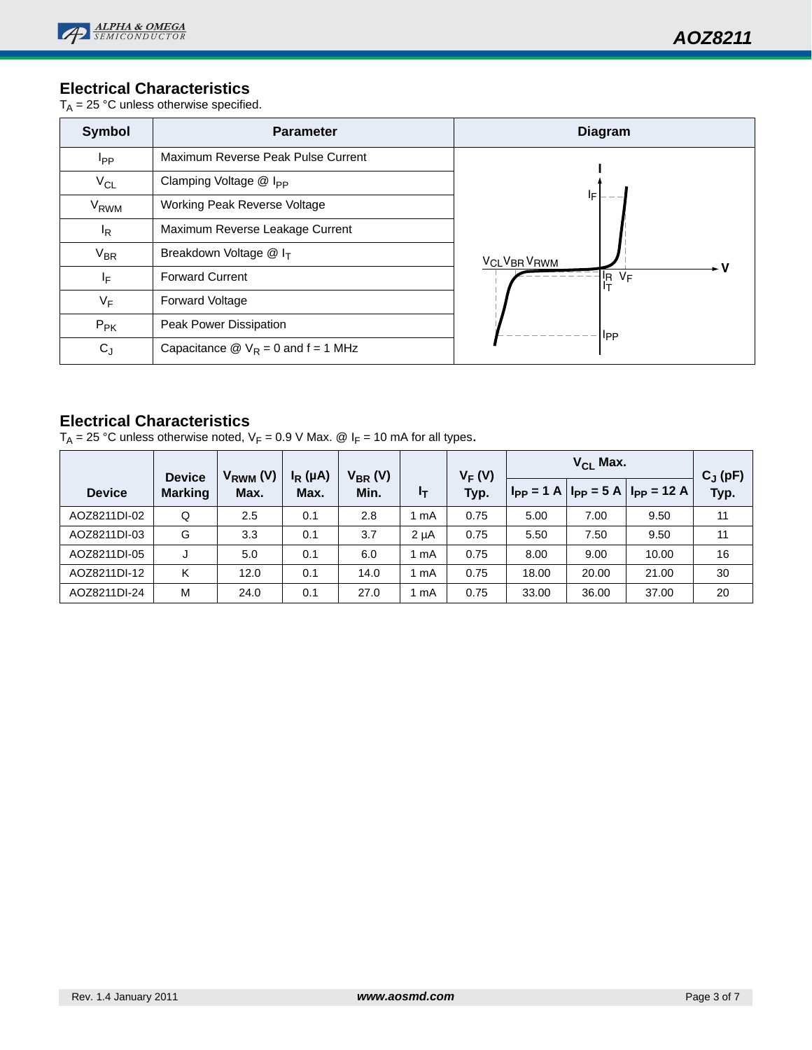## Electrical Characteristics

$T_A$ = 25 °C unless otherwise specified.

| Symbol | Parameter |
|---|---|
| $I_{PP}$ | Maximum Reverse Peak Pulse Current |
| $V_{CL}$ | Clamping Voltage @ $I_{PP}$ |
| $V_{RWM}$ | Working Peak Reverse Voltage |
| $I_R$ | Maximum Reverse Leakage Current |
| $V_{BR}$ | Breakdown Voltage @ $I_T$ |
| $I_F$ | Forward Current |
| $V_F$ | Forward Voltage |
| $P_{PK}$ | Peak Power Dissipation |
| $C_J$ | Capacitance @ $V_R$ = 0 and f = 1 MHz |

## Electrical Characteristics

$T_A$ = 25 °C unless otherwise noted, $V_F$ = 0.9 V Max. @ $I_F$ = 10 mA for all types.

| Device | Device Marking | $V_{RWM}$ (V) Max. | $I_R$ (μA) Max. | $V_{BR}$ (V) Min. | $I_T$ | $V_F$ (V) Typ. | $V_{CL}$ Max. $I_{PP}$ = 1 A | $V_{CL}$ Max. $I_{PP}$ = 5 A | $V_{CL}$ Max. $I_{PP}$ = 12 A | $C_J$ (pF) Typ. |
|---|---|---|---|---|---|---|---|---|---|---|
| AOZ8211DI-02 | Q | 2.5 | 0.1 | 2.8 | 1 mA | 0.75 | 5.00 | 7.00 | 9.50 | 11 |
| AOZ8211DI-03 | G | 3.3 | 0.1 | 3.7 | 2 μA | 0.75 | 5.50 | 7.50 | 9.50 | 11 |
| AOZ8211DI-05 | J | 5.0 | 0.1 | 6.0 | 1 mA | 0.75 | 8.00 | 9.00 | 10.00 | 16 |
| AOZ8211DI-12 | K | 12.0 | 0.1 | 14.0 | 1 mA | 0.75 | 18.00 | 20.00 | 21.00 | 30 |
| AOZ8211DI-24 | M | 24.0 | 0.1 | 27.0 | 1 mA | 0.75 | 33.00 | 36.00 | 37.00 | 20 |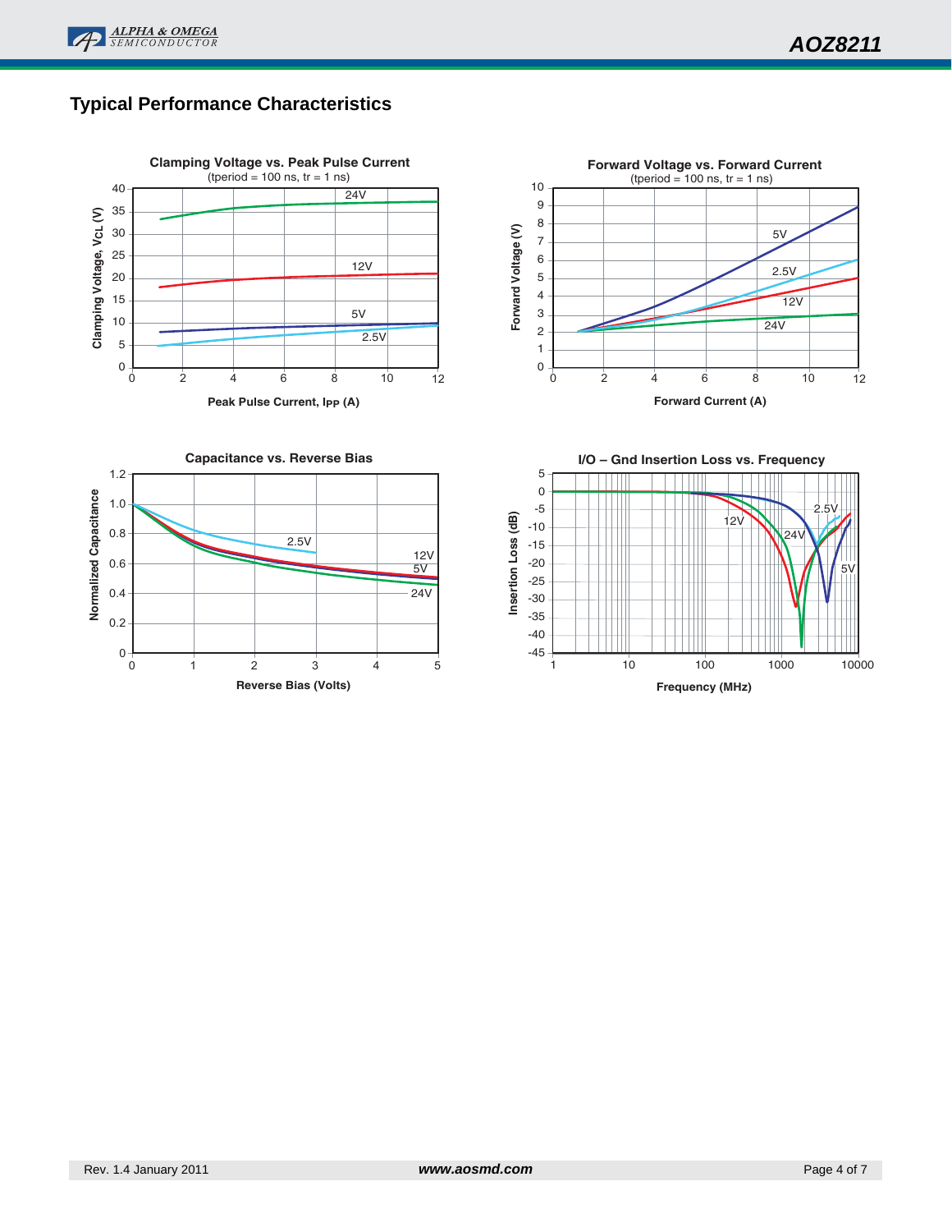## Typical Performance Characteristics

**Clamping Voltage vs. Peak Pulse Current**
(tperiod = 100 ns, tr = 1 ns)

Clamping Voltage, $V_{CL}$ (V)

Peak Pulse Current, $I_{PP}$ (A)

24V, 12V, 5V, 2.5V

**Forward Voltage vs. Forward Current**
(tperiod = 100 ns, tr = 1 ns)

Forward Voltage (V)

Forward Current (A)

5V, 2.5V, 12V, 24V

**Capacitance vs. Reverse Bias**

Normalized Capacitance

Reverse Bias (Volts)

2.5V, 12V, 5V, 24V

**I/O – Gnd Insertion Loss vs. Frequency**

Insertion Loss (dB)

Frequency (MHz)

12V, 2.5V, 24V, 5V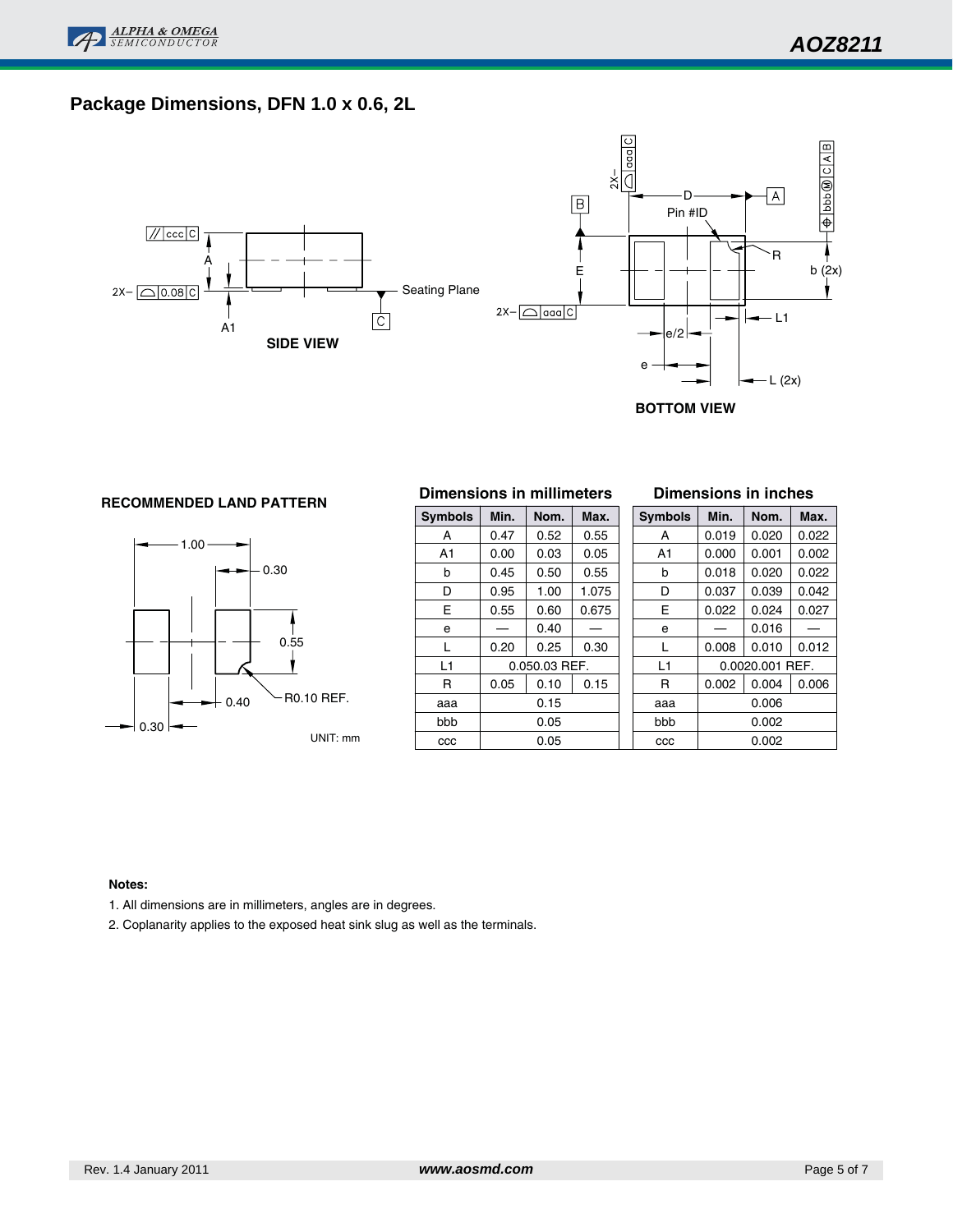## Package Dimensions, DFN 1.0 x 0.6, 2L

SIDE VIEW

BOTTOM VIEW

RECOMMENDED LAND PATTERN

UNIT: mm

**Dimensions in millimeters**

| Symbols | Min. | Nom. | Max. |
|---|---|---|---|
| A | 0.47 | 0.52 | 0.55 |
| A1 | 0.00 | 0.03 | 0.05 |
| b | 0.45 | 0.50 | 0.55 |
| D | 0.95 | 1.00 | 1.075 |
| E | 0.55 | 0.60 | 0.675 |
| e | — | 0.40 | — |
| L | 0.20 | 0.25 | 0.30 |
| L1 | 0.050.03 REF. | | |
| R | 0.05 | 0.10 | 0.15 |
| aaa | 0.15 | | |
| bbb | 0.05 | | |
| ccc | 0.05 | | |

**Dimensions in inches**

| Symbols | Min. | Nom. | Max. |
|---|---|---|---|
| A | 0.019 | 0.020 | 0.022 |
| A1 | 0.000 | 0.001 | 0.002 |
| b | 0.018 | 0.020 | 0.022 |
| D | 0.037 | 0.039 | 0.042 |
| E | 0.022 | 0.024 | 0.027 |
| e | — | 0.016 | — |
| L | 0.008 | 0.010 | 0.012 |
| L1 | 0.0020.001 REF. | | |
| R | 0.002 | 0.004 | 0.006 |
| aaa | 0.006 | | |
| bbb | 0.002 | | |
| ccc | 0.002 | | |

**Notes:**

1. All dimensions are in millimeters, angles are in degrees.
2. Coplanarity applies to the exposed heat sink slug as well as the terminals.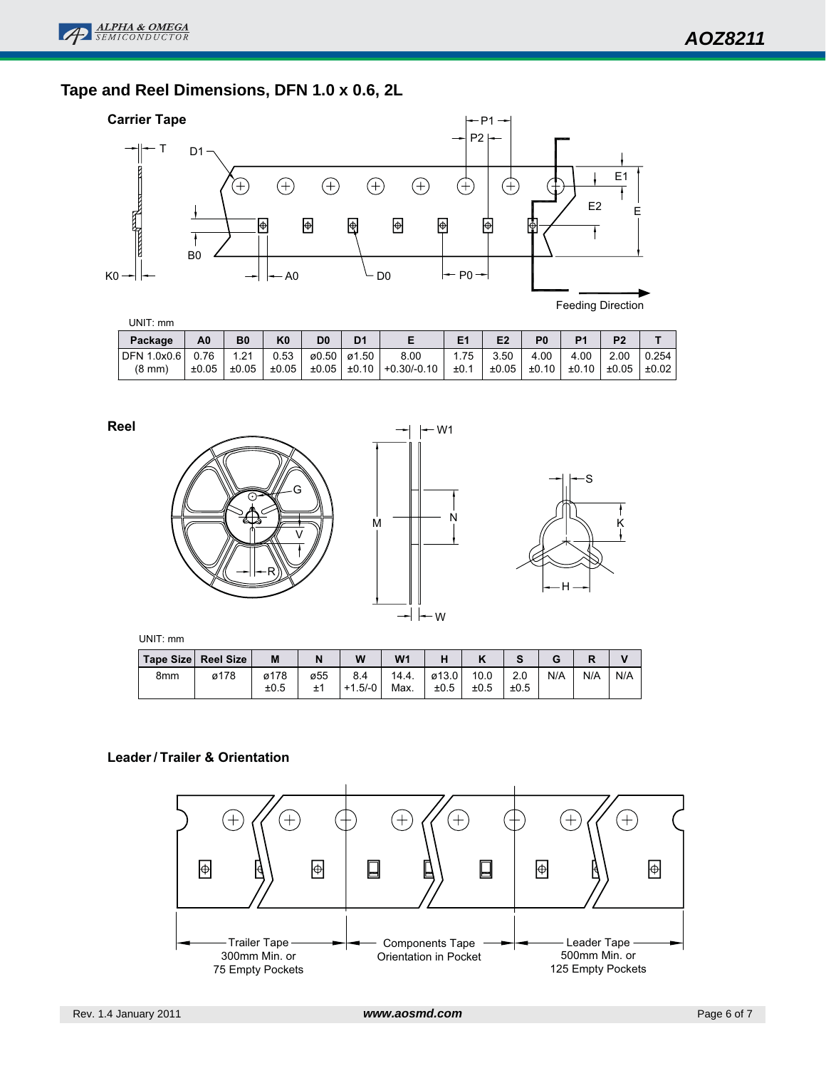## Tape and Reel Dimensions, DFN 1.0 x 0.6, 2L

### Carrier Tape

UNIT: mm

| Package | A0 | B0 | K0 | D0 | D1 | E | E1 | E2 | P0 | P1 | P2 | T |
|---|---|---|---|---|---|---|---|---|---|---|---|---|
| DFN 1.0x0.6 (8 mm) | 0.76 ±0.05 | 1.21 ±0.05 | 0.53 ±0.05 | ø0.50 ±0.05 | ø1.50 ±0.10 | 8.00 +0.30/-0.10 | 1.75 ±0.1 | 3.50 ±0.05 | 4.00 ±0.10 | 4.00 ±0.10 | 2.00 ±0.05 | 0.254 ±0.02 |

### Reel

UNIT: mm

| Tape Size | Reel Size | M | N | W | W1 | H | K | S | G | R | V |
|---|---|---|---|---|---|---|---|---|---|---|---|
| 8mm | ø178 | ø178 ±0.5 | ø55 ±1 | 8.4 +1.5/-0 | 14.4. Max. | ø13.0 ±0.5 | 10.0 ±0.5 | 2.0 ±0.5 | N/A | N/A | N/A |

### Leader / Trailer & Orientation

Trailer Tape 300mm Min. or 75 Empty Pockets

Components Tape Orientation in Pocket

Leader Tape 500mm Min. or 125 Empty Pockets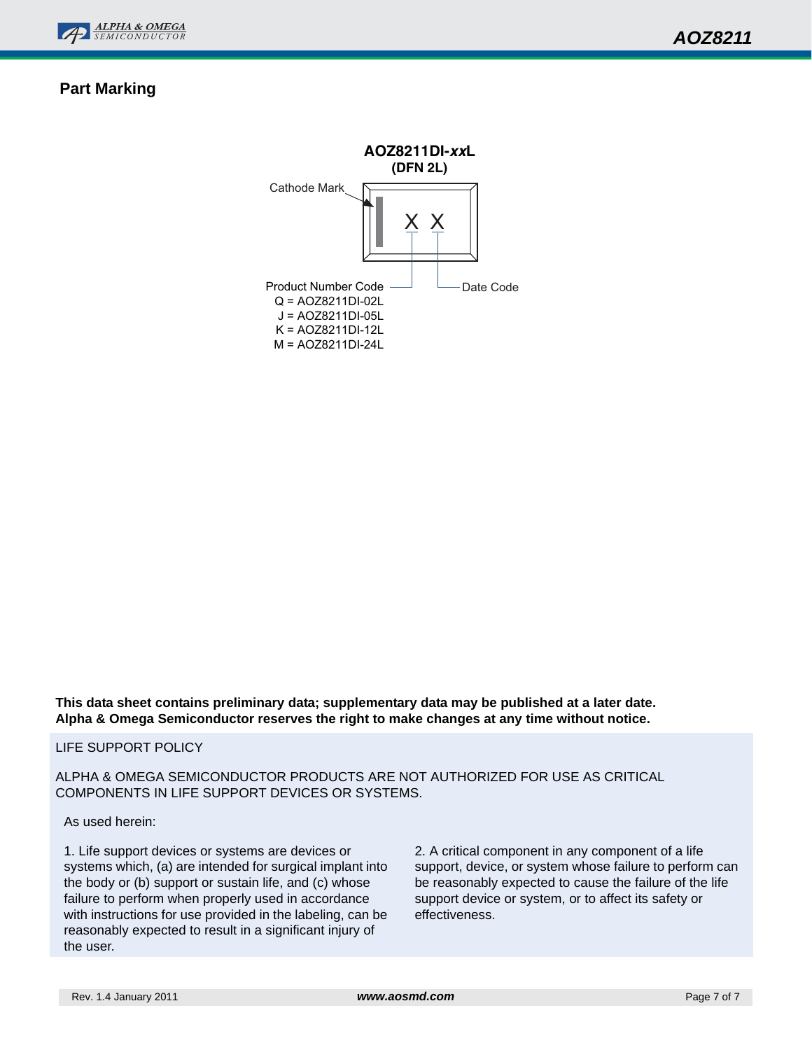## Part Marking

**AOZ8211DI-*xx*L**
**(DFN 2L)**

Cathode Mark

X X

Product Number Code
Q = AOZ8211DI-02L
J = AOZ8211DI-05L
K = AOZ8211DI-12L
M = AOZ8211DI-24L

Date Code

**This data sheet contains preliminary data; supplementary data may be published at a later date.**
**Alpha & Omega Semiconductor reserves the right to make changes at any time without notice.**

LIFE SUPPORT POLICY

ALPHA & OMEGA SEMICONDUCTOR PRODUCTS ARE NOT AUTHORIZED FOR USE AS CRITICAL COMPONENTS IN LIFE SUPPORT DEVICES OR SYSTEMS.

As used herein:

1. Life support devices or systems are devices or systems which, (a) are intended for surgical implant into the body or (b) support or sustain life, and (c) whose failure to perform when properly used in accordance with instructions for use provided in the labeling, can be reasonably expected to result in a significant injury of the user.

2. A critical component in any component of a life support, device, or system whose failure to perform can be reasonably expected to cause the failure of the life support device or system, or to affect its safety or effectiveness.